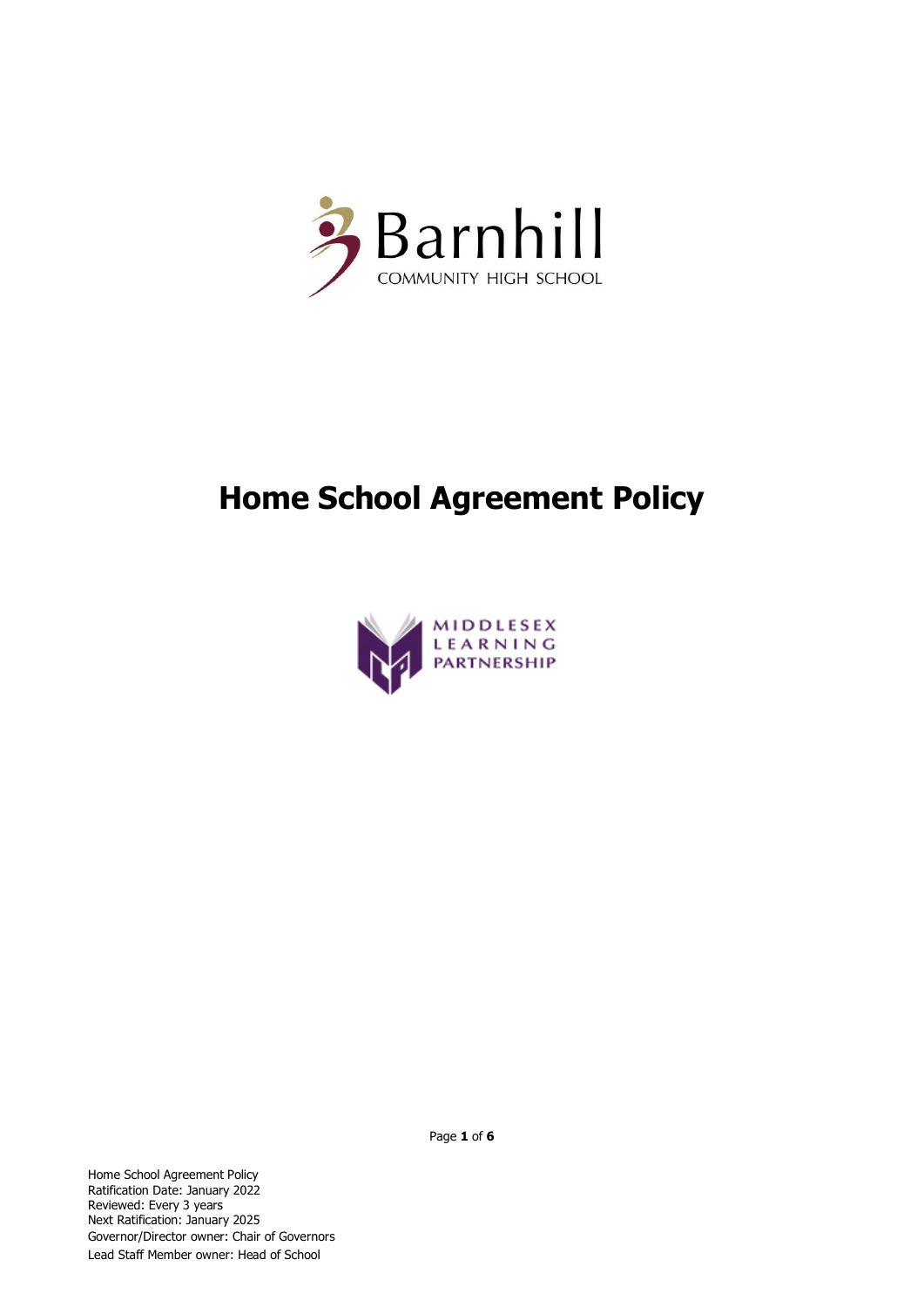Barnhill

COMMUNITY HIGH SCHOOL

# Home School Agreement Policy

MIDDLESEX LEARNING PARTNERSHIP

Home School Agreement Policy
Ratification Date: January 2022
Reviewed: Every 3 years
Next Ratification: January 2025
Governor/Director owner: Chair of Governors
Lead Staff Member owner: Head of School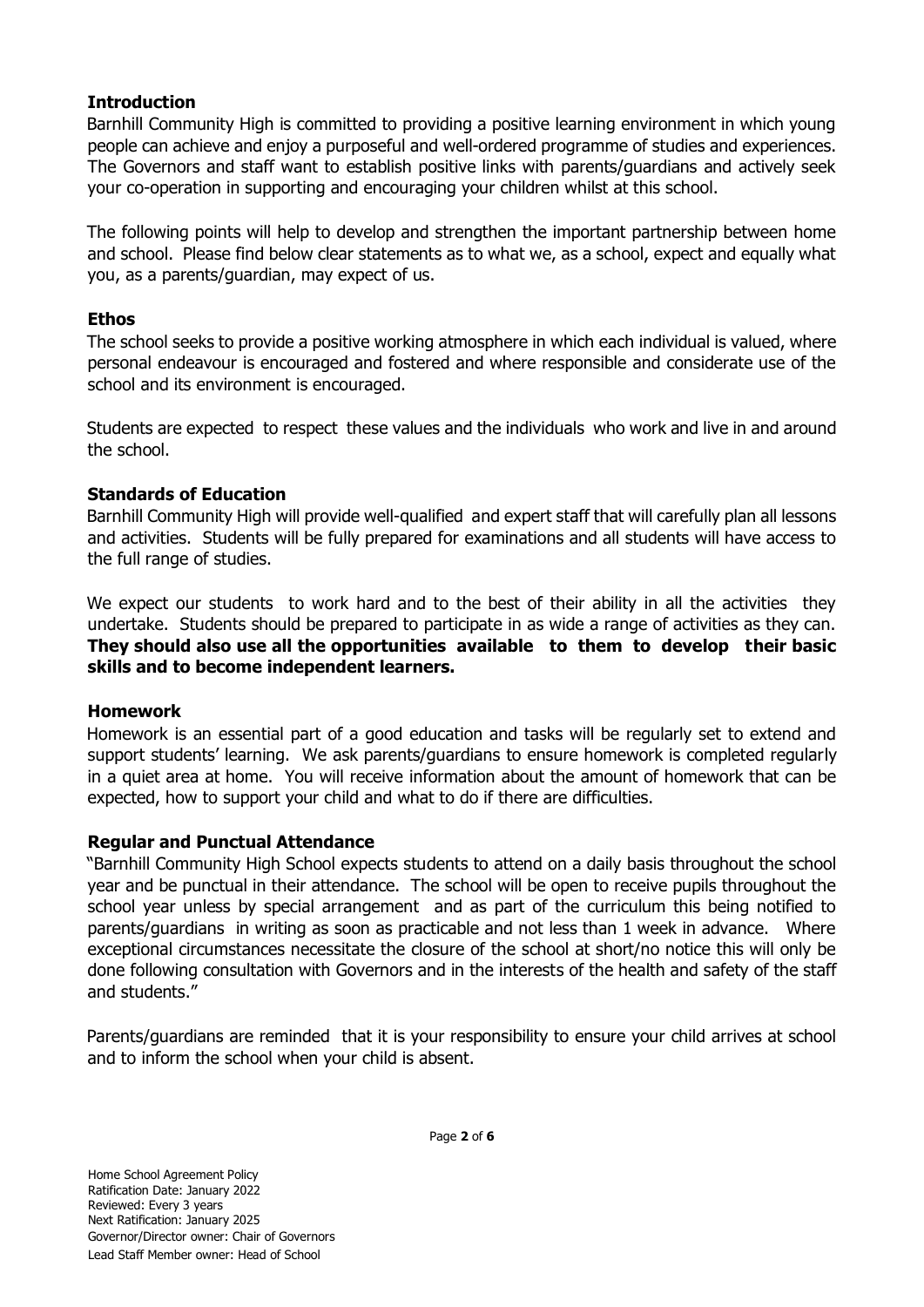## Introduction

Barnhill Community High is committed to providing a positive learning environment in which young people can achieve and enjoy a purposeful and well-ordered programme of studies and experiences. The Governors and staff want to establish positive links with parents/guardians and actively seek your co-operation in supporting and encouraging your children whilst at this school.

The following points will help to develop and strengthen the important partnership between home and school. Please find below clear statements as to what we, as a school, expect and equally what you, as a parents/guardian, may expect of us.

## Ethos

The school seeks to provide a positive working atmosphere in which each individual is valued, where personal endeavour is encouraged and fostered and where responsible and considerate use of the school and its environment is encouraged.

Students are expected to respect these values and the individuals who work and live in and around the school.

## Standards of Education

Barnhill Community High will provide well-qualified and expert staff that will carefully plan all lessons and activities. Students will be fully prepared for examinations and all students will have access to the full range of studies.

We expect our students to work hard and to the best of their ability in all the activities they undertake. Students should be prepared to participate in as wide a range of activities as they can. **They should also use all the opportunities available to them to develop their basic skills and to become independent learners.**

## Homework

Homework is an essential part of a good education and tasks will be regularly set to extend and support students' learning. We ask parents/guardians to ensure homework is completed regularly in a quiet area at home. You will receive information about the amount of homework that can be expected, how to support your child and what to do if there are difficulties.

## Regular and Punctual Attendance

"Barnhill Community High School expects students to attend on a daily basis throughout the school year and be punctual in their attendance. The school will be open to receive pupils throughout the school year unless by special arrangement and as part of the curriculum this being notified to parents/guardians in writing as soon as practicable and not less than 1 week in advance. Where exceptional circumstances necessitate the closure of the school at short/no notice this will only be done following consultation with Governors and in the interests of the health and safety of the staff and students."

Parents/guardians are reminded that it is your responsibility to ensure your child arrives at school and to inform the school when your child is absent.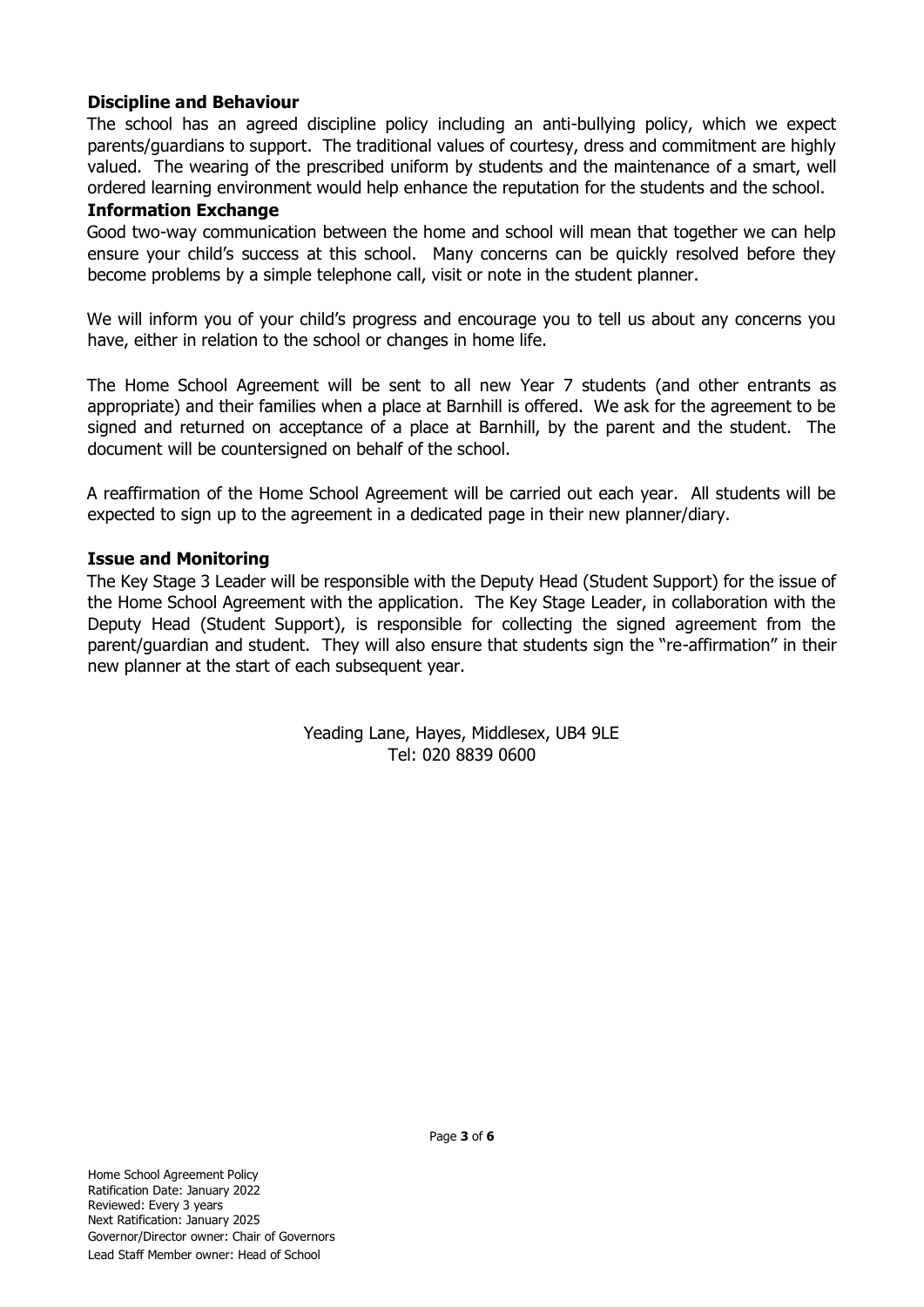## Discipline and Behaviour

The school has an agreed discipline policy including an anti-bullying policy, which we expect parents/guardians to support. The traditional values of courtesy, dress and commitment are highly valued. The wearing of the prescribed uniform by students and the maintenance of a smart, well ordered learning environment would help enhance the reputation for the students and the school.

## Information Exchange

Good two-way communication between the home and school will mean that together we can help ensure your child's success at this school. Many concerns can be quickly resolved before they become problems by a simple telephone call, visit or note in the student planner.

We will inform you of your child's progress and encourage you to tell us about any concerns you have, either in relation to the school or changes in home life.

The Home School Agreement will be sent to all new Year 7 students (and other entrants as appropriate) and their families when a place at Barnhill is offered. We ask for the agreement to be signed and returned on acceptance of a place at Barnhill, by the parent and the student. The document will be countersigned on behalf of the school.

A reaffirmation of the Home School Agreement will be carried out each year. All students will be expected to sign up to the agreement in a dedicated page in their new planner/diary.

## Issue and Monitoring

The Key Stage 3 Leader will be responsible with the Deputy Head (Student Support) for the issue of the Home School Agreement with the application. The Key Stage Leader, in collaboration with the Deputy Head (Student Support), is responsible for collecting the signed agreement from the parent/guardian and student. They will also ensure that students sign the "re-affirmation" in their new planner at the start of each subsequent year.

Yeading Lane, Hayes, Middlesex, UB4 9LE
Tel: 020 8839 0600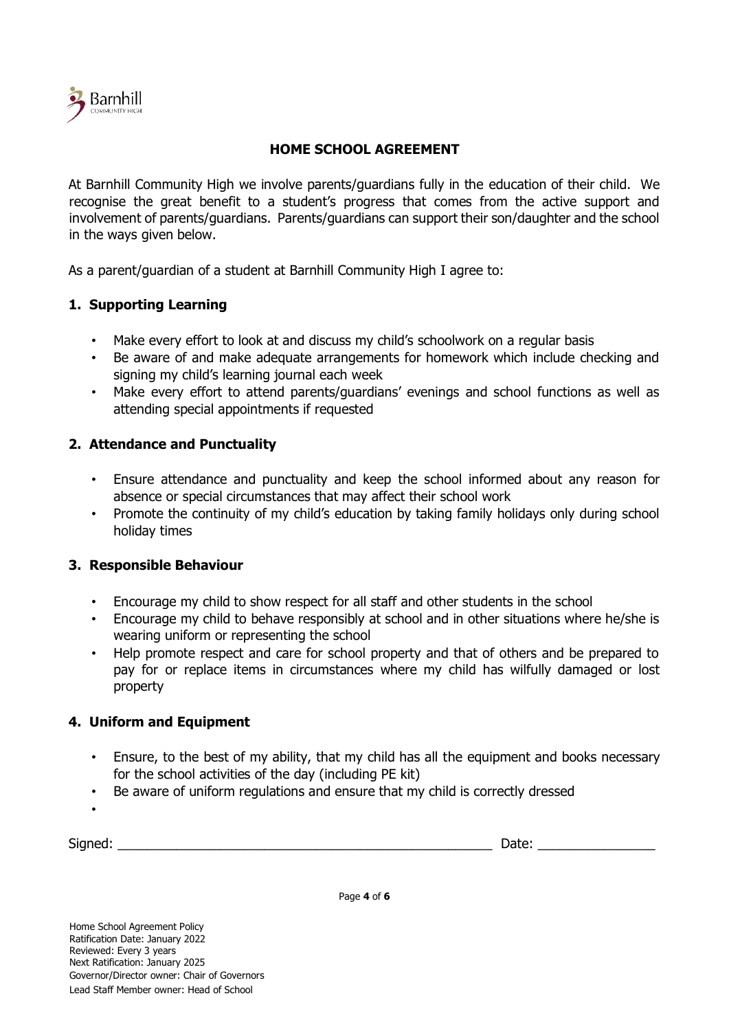## HOME SCHOOL AGREEMENT

At Barnhill Community High we involve parents/guardians fully in the education of their child. We recognise the great benefit to a student's progress that comes from the active support and involvement of parents/guardians. Parents/guardians can support their son/daughter and the school in the ways given below.

As a parent/guardian of a student at Barnhill Community High I agree to:

### 1. Supporting Learning

- Make every effort to look at and discuss my child's schoolwork on a regular basis
- Be aware of and make adequate arrangements for homework which include checking and signing my child's learning journal each week
- Make every effort to attend parents/guardians' evenings and school functions as well as attending special appointments if requested

### 2. Attendance and Punctuality

- Ensure attendance and punctuality and keep the school informed about any reason for absence or special circumstances that may affect their school work
- Promote the continuity of my child's education by taking family holidays only during school holiday times

### 3. Responsible Behaviour

- Encourage my child to show respect for all staff and other students in the school
- Encourage my child to behave responsibly at school and in other situations where he/she is wearing uniform or representing the school
- Help promote respect and care for school property and that of others and be prepared to pay for or replace items in circumstances where my child has wilfully damaged or lost property

### 4. Uniform and Equipment

- Ensure, to the best of my ability, that my child has all the equipment and books necessary for the school activities of the day (including PE kit)
- Be aware of uniform regulations and ensure that my child is correctly dressed
- 

Signed: \_\_\_\_\_\_\_\_\_\_\_\_\_\_\_\_\_\_\_\_\_\_\_\_\_\_\_\_\_\_\_\_\_\_\_\_\_\_\_\_\_\_\_\_\_\_\_\_\_\_ Date: \_\_\_\_\_\_\_\_\_\_\_\_\_\_\_\_

Home School Agreement Policy
Ratification Date: January 2022
Reviewed: Every 3 years
Next Ratification: January 2025
Governor/Director owner: Chair of Governors
Lead Staff Member owner: Head of School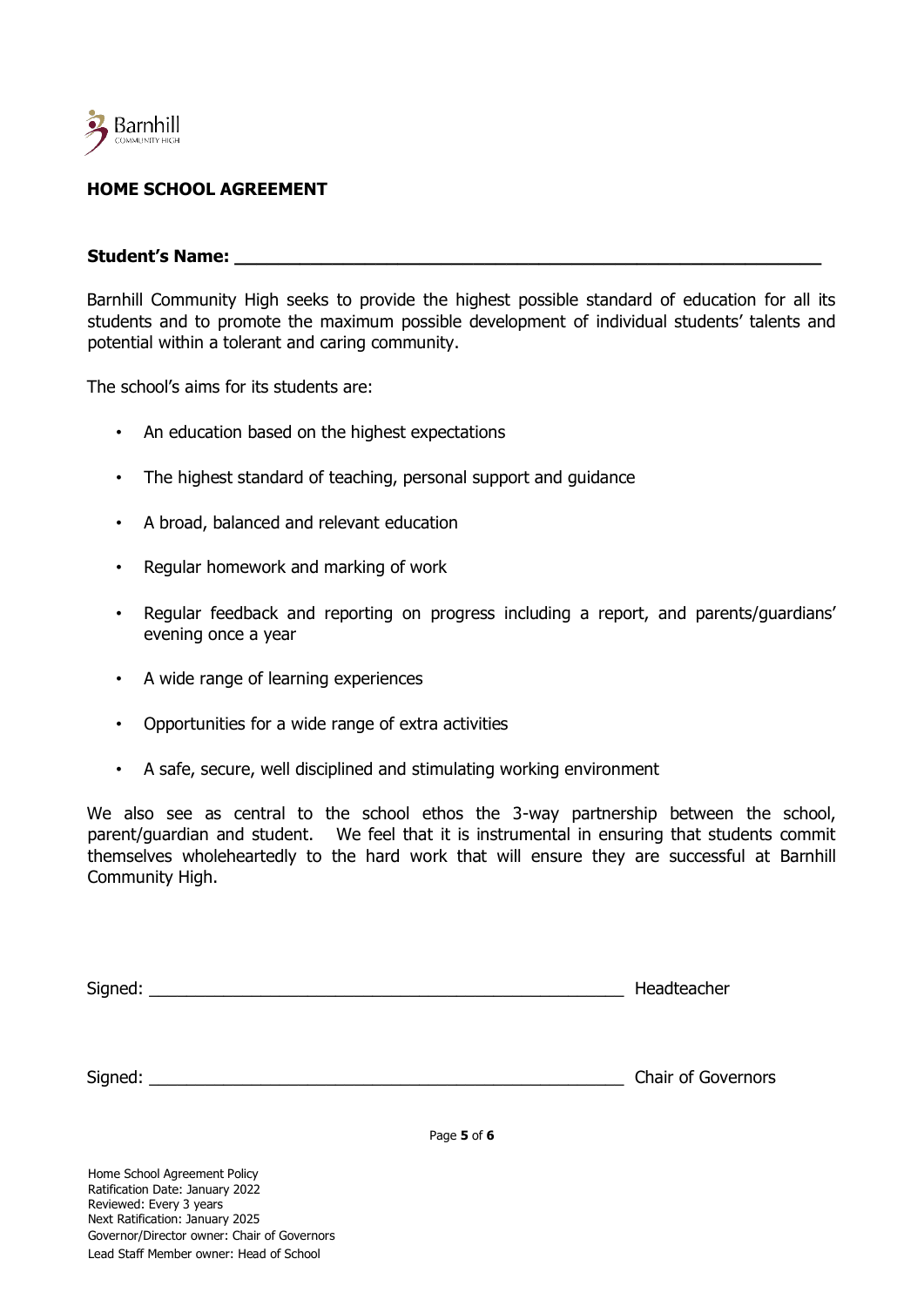## HOME SCHOOL AGREEMENT

**Student's Name: \_\_\_\_\_\_\_\_\_\_\_\_\_\_\_\_\_\_\_\_\_\_\_\_\_\_\_\_\_\_\_\_\_\_\_\_\_\_\_\_\_\_\_\_\_\_\_\_\_\_**

Barnhill Community High seeks to provide the highest possible standard of education for all its students and to promote the maximum possible development of individual students' talents and potential within a tolerant and caring community.

The school's aims for its students are:

- An education based on the highest expectations
- The highest standard of teaching, personal support and guidance
- A broad, balanced and relevant education
- Regular homework and marking of work
- Regular feedback and reporting on progress including a report, and parents/guardians' evening once a year
- A wide range of learning experiences
- Opportunities for a wide range of extra activities
- A safe, secure, well disciplined and stimulating working environment

We also see as central to the school ethos the 3-way partnership between the school, parent/guardian and student. We feel that it is instrumental in ensuring that students commit themselves wholeheartedly to the hard work that will ensure they are successful at Barnhill Community High.

Signed: \_\_\_\_\_\_\_\_\_\_\_\_\_\_\_\_\_\_\_\_\_\_\_\_\_\_\_\_\_\_\_\_\_\_\_\_\_\_\_\_\_\_\_\_ Headteacher

Signed: \_\_\_\_\_\_\_\_\_\_\_\_\_\_\_\_\_\_\_\_\_\_\_\_\_\_\_\_\_\_\_\_\_\_\_\_\_\_\_\_\_\_\_\_ Chair of Governors

Home School Agreement Policy
Ratification Date: January 2022
Reviewed: Every 3 years
Next Ratification: January 2025
Governor/Director owner: Chair of Governors
Lead Staff Member owner: Head of School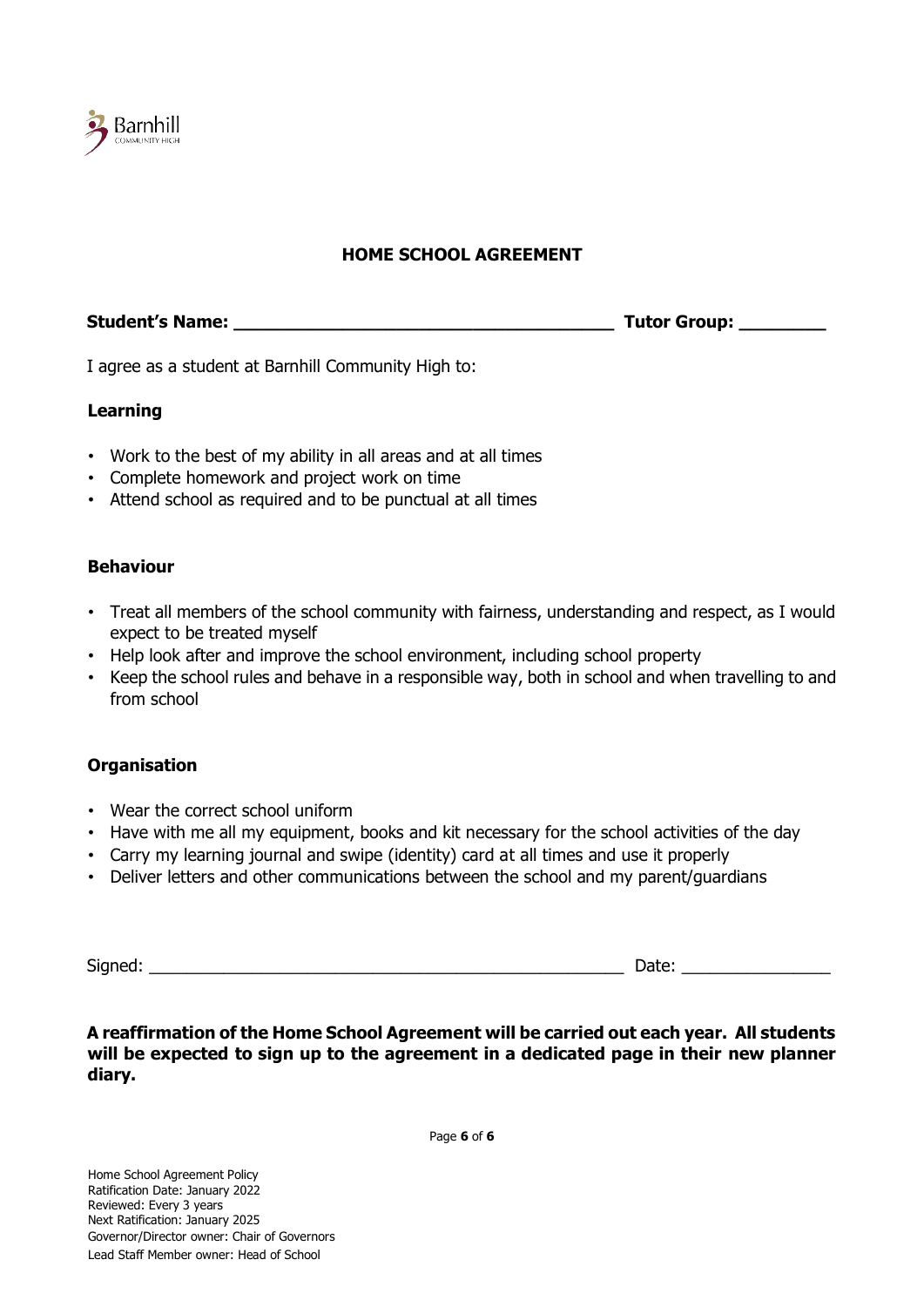# HOME SCHOOL AGREEMENT

**Student's Name: ____________________________________ Tutor Group: ________**

I agree as a student at Barnhill Community High to:

## Learning

- Work to the best of my ability in all areas and at all times
- Complete homework and project work on time
- Attend school as required and to be punctual at all times

## Behaviour

- Treat all members of the school community with fairness, understanding and respect, as I would expect to be treated myself
- Help look after and improve the school environment, including school property
- Keep the school rules and behave in a responsible way, both in school and when travelling to and from school

## Organisation

- Wear the correct school uniform
- Have with me all my equipment, books and kit necessary for the school activities of the day
- Carry my learning journal and swipe (identity) card at all times and use it properly
- Deliver letters and other communications between the school and my parent/guardians

Signed: ______________________________________________ Date: _______________

**A reaffirmation of the Home School Agreement will be carried out each year. All students will be expected to sign up to the agreement in a dedicated page in their new planner diary.**

Home School Agreement Policy
Ratification Date: January 2022
Reviewed: Every 3 years
Next Ratification: January 2025
Governor/Director owner: Chair of Governors
Lead Staff Member owner: Head of School